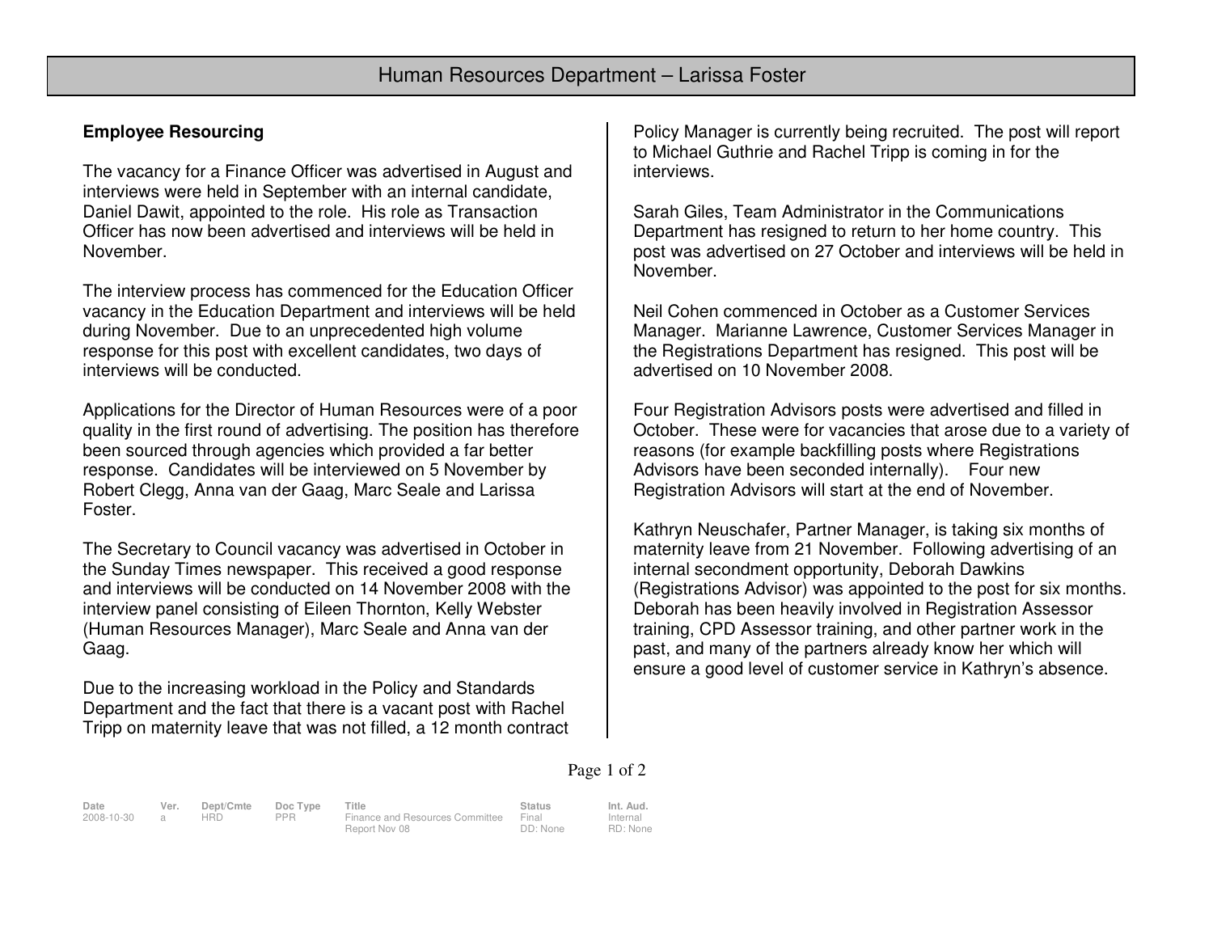# Human Resources Department – Larissa Foster

**Employee Resourcing**

The vacancy for a Finance Officer was advertised in August and interviews were held in September with an internal candidate, Daniel Dawit, appointed to the role. His role as Transaction Officer has now been advertised and interviews will be held in November.

The interview process has commenced for the Education Officer vacancy in the Education Department and interviews will be held during November. Due to an unprecedented high volume response for this post with excellent candidates, two days of interviews will be conducted.

Applications for the Director of Human Resources were of a poor quality in the first round of advertising. The position has therefore been sourced through agencies which provided a far better response. Candidates will be interviewed on 5 November by Robert Clegg, Anna van der Gaag, Marc Seale and Larissa Foster.

The Secretary to Council vacancy was advertised in October in the Sunday Times newspaper. This received a good response and interviews will be conducted on 14 November 2008 with the interview panel consisting of Eileen Thornton, Kelly Webster (Human Resources Manager), Marc Seale and Anna van der Gaag.

Due to the increasing workload in the Policy and Standards Department and the fact that there is a vacant post with Rachel Tripp on maternity leave that was not filled, a 12 month contract Policy Manager is currently being recruited. The post will report to Michael Guthrie and Rachel Tripp is coming in for the interviews.

Sarah Giles, Team Administrator in the Communications Department has resigned to return to her home country. This post was advertised on 27 October and interviews will be held in November.

Neil Cohen commenced in October as a Customer Services Manager. Marianne Lawrence, Customer Services Manager in the Registrations Department has resigned. This post will be advertised on 10 November 2008.

Four Registration Advisors posts were advertised and filled in October. These were for vacancies that arose due to a variety of reasons (for example backfilling posts where Registrations Advisors have been seconded internally). Four new Registration Advisors will start at the end of November.

Kathryn Neuschafer, Partner Manager, is taking six months of maternity leave from 21 November. Following advertising of an internal secondment opportunity, Deborah Dawkins (Registrations Advisor) was appointed to the post for six months. Deborah has been heavily involved in Registration Assessor training, CPD Assessor training, and other partner work in the past, and many of the partners already know her which will ensure a good level of customer service in Kathryn's absence.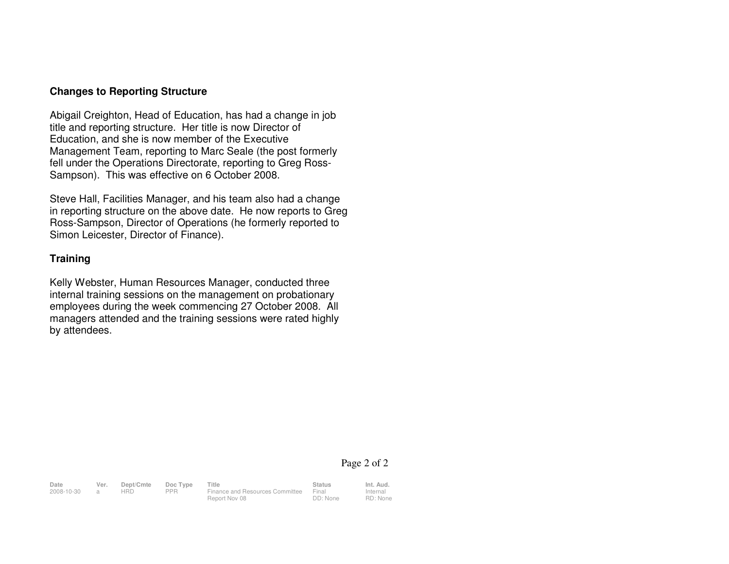**Changes to Reporting Structure**

Abigail Creighton, Head of Education, has had a change in job title and reporting structure. Her title is now Director of Education, and she is now member of the Executive Management Team, reporting to Marc Seale (the post formerly fell under the Operations Directorate, reporting to Greg Ross-Sampson). This was effective on 6 October 2008.

Steve Hall, Facilities Manager, and his team also had a change in reporting structure on the above date. He now reports to Greg Ross-Sampson, Director of Operations (he formerly reported to Simon Leicester, Director of Finance).

**Training**

Kelly Webster, Human Resources Manager, conducted three internal training sessions on the management on probationary employees during the week commencing 27 October 2008. All managers attended and the training sessions were rated highly by attendees.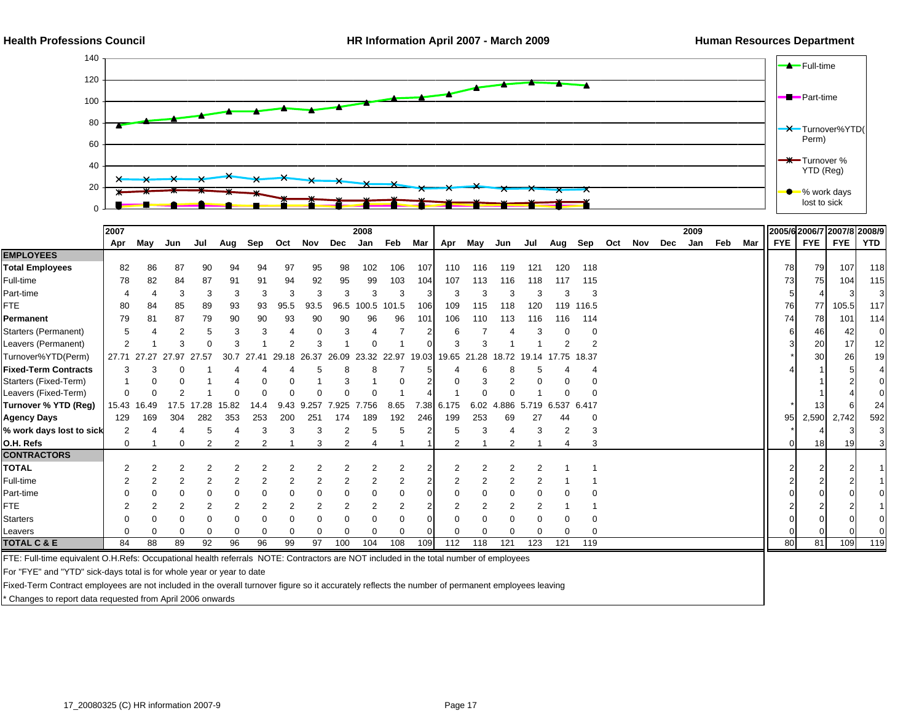**Health Professions Council** **HR Information April 2007 - March 2009** **Human Resources Department**

140
120
100
80
60
40
20
0

Full-time
Part-time
Turnover%YTD(Perm)
Turnover % YTD (Reg)
% work days lost to sick

| | 2007 | | | | | | | | | 2008 | | | | | | | | | | | | | 2009 | | | 2005/6 | 2006/7 | 2007/8 | 2008/9 |
|---|---|---|---|---|---|---|---|---|---|---|---|---|---|---|---|---|---|---|---|---|---|---|---|---|---|---|---|---|---|
| | Apr | May | Jun | Jul | Aug | Sep | Oct | Nov | Dec | Jan | Feb | Mar | Apr | May | Jun | Jul | Aug | Sep | Oct | Nov | Dec | Jan | Feb | Mar | FYE | FYE | FYE | YTD |
| **EMPLOYEES** | | | | | | | | | | | | | | | | | | | | | | | | | | | | |
| **Total Employees** | 82 | 86 | 87 | 90 | 94 | 94 | 97 | 95 | 98 | 102 | 106 | 107 | 110 | 116 | 119 | 121 | 120 | 118 | | | | | | | 78 | 79 | 107 | 118 |
| Full-time | 78 | 82 | 84 | 87 | 91 | 91 | 94 | 92 | 95 | 99 | 103 | 104 | 107 | 113 | 116 | 118 | 117 | 115 | | | | | | | 73 | 75 | 104 | 115 |
| Part-time | 4 | 4 | 3 | 3 | 3 | 3 | 3 | 3 | 3 | 3 | 3 | 3 | 3 | 3 | 3 | 3 | 3 | 3 | | | | | | | 5 | 4 | 3 | 3 |
| FTE | 80 | 84 | 85 | 89 | 93 | 93 | 95.5 | 93.5 | 96.5 | 100.5 | 101.5 | 106 | 109 | 115 | 118 | 120 | 119 | 116.5 | | | | | | | 76 | 77 | 105.5 | 117 |
| **Permanent** | 79 | 81 | 87 | 79 | 90 | 90 | 93 | 90 | 90 | 96 | 96 | 101 | 106 | 110 | 113 | 116 | 116 | 114 | | | | | | | 74 | 78 | 101 | 114 |
| Starters (Permanent) | 5 | 4 | 2 | 5 | 3 | 3 | 4 | 0 | 3 | 4 | 7 | 2 | 6 | 7 | 4 | 3 | 0 | 0 | | | | | | | 6 | 46 | 42 | 0 |
| Leavers (Permanent) | 2 | 1 | 3 | 0 | 3 | 1 | 2 | 3 | 1 | 0 | 1 | 0 | 3 | 3 | 1 | 1 | 2 | 2 | | | | | | | 3 | 20 | 17 | 12 |
| Turnover%YTD(Perm) | 27.71 | 27.27 | 27.97 | 27.57 | 30.7 | 27.41 | 29.18 | 26.37 | 26.09 | 23.32 | 22.97 | 19.03 | 19.65 | 21.28 | 18.72 | 19.14 | 17.75 | 18.37 | | | | | | | * | 30 | 26 | 19 |
| **Fixed-Term Contracts** | 3 | 3 | 0 | 1 | 4 | 4 | 4 | 5 | 8 | 8 | 7 | 5 | 4 | 6 | 8 | 5 | 4 | 4 | | | | | | | 4 | 1 | 5 | 4 |
| Starters (Fixed-Term) | 1 | 0 | 0 | 1 | 4 | 0 | 0 | 1 | 3 | 1 | 0 | 2 | 0 | 3 | 2 | 0 | 0 | 0 | | | | | | | | 1 | 2 | 0 |
| Leavers (Fixed-Term) | 0 | 0 | 2 | 1 | 0 | 0 | 0 | 0 | 0 | 0 | 1 | 4 | 1 | 0 | 0 | 1 | 0 | 0 | | | | | | | | 1 | 4 | 0 |
| **Turnover % YTD (Reg)** | 15.43 | 16.49 | 17.5 | 17.28 | 15.82 | 14.4 | 9.43 | 9.257 | 7.925 | 7.756 | 8.65 | 7.38 | 6.175 | 6.02 | 4.886 | 5.719 | 6.537 | 6.417 | | | | | | | * | 13 | 6 | 24 |
| **Agency Days** | 129 | 169 | 304 | 282 | 353 | 253 | 200 | 251 | 174 | 189 | 192 | 246 | 199 | 253 | 69 | 27 | 44 | 0 | | | | | | | 95 | 2,590 | 2,742 | 592 |
| **% work days lost to sick** | 2 | 4 | 4 | 5 | 4 | 3 | 3 | 3 | 2 | 5 | 5 | 2 | 5 | 3 | 4 | 3 | 2 | 3 | | | | | | | * | 4 | 3 | 3 |
| **O.H. Refs** | 0 | 1 | 0 | 2 | 2 | 2 | 1 | 3 | 2 | 4 | 1 | 1 | 2 | 1 | 2 | 1 | 4 | 3 | | | | | | | 0 | 18 | 19 | 3 |
| **CONTRACTORS** | | | | | | | | | | | | | | | | | | | | | | | | | | | | |
| **TOTAL** | 2 | 2 | 2 | 2 | 2 | 2 | 2 | 2 | 2 | 2 | 2 | 2 | 2 | 2 | 2 | 2 | 1 | 1 | | | | | | | 2 | 2 | 2 | 1 |
| Full-time | 2 | 2 | 2 | 2 | 2 | 2 | 2 | 2 | 2 | 2 | 2 | 2 | 2 | 2 | 2 | 2 | 1 | 1 | | | | | | | 2 | 2 | 2 | 1 |
| Part-time | 0 | 0 | 0 | 0 | 0 | 0 | 0 | 0 | 0 | 0 | 0 | 0 | 0 | 0 | 0 | 0 | 0 | 0 | | | | | | | 0 | 0 | 0 | 0 |
| FTE | 2 | 2 | 2 | 2 | 2 | 2 | 2 | 2 | 2 | 2 | 2 | 2 | 2 | 2 | 2 | 2 | 1 | 1 | | | | | | | 2 | 2 | 2 | 1 |
| Starters | 0 | 0 | 0 | 0 | 0 | 0 | 0 | 0 | 0 | 0 | 0 | 0 | 0 | 0 | 0 | 0 | 0 | 0 | | | | | | | 0 | 0 | 0 | 0 |
| Leavers | 0 | 0 | 0 | 0 | 0 | 0 | 0 | 0 | 0 | 0 | 0 | 0 | 0 | 0 | 0 | 0 | 0 | 0 | | | | | | | 0 | 0 | 0 | 0 |
| **TOTAL C & E** | 84 | 88 | 89 | 92 | 96 | 96 | 99 | 97 | 100 | 104 | 108 | 109 | 112 | 118 | 121 | 123 | 121 | 119 | | | | | | | 80 | 81 | 109 | 119 |

FTE: Full-time equivalent O.H.Refs: Occupational health referrals NOTE: Contractors are NOT included in the total number of employees

For "FYE" and "YTD" sick-days total is for whole year or year to date

Fixed-Term Contract employees are not included in the overall turnover figure so it accurately reflects the number of permanent employees leaving

\* Changes to report data requested from April 2006 onwards

17_20080325 (C) HR information 2007-9